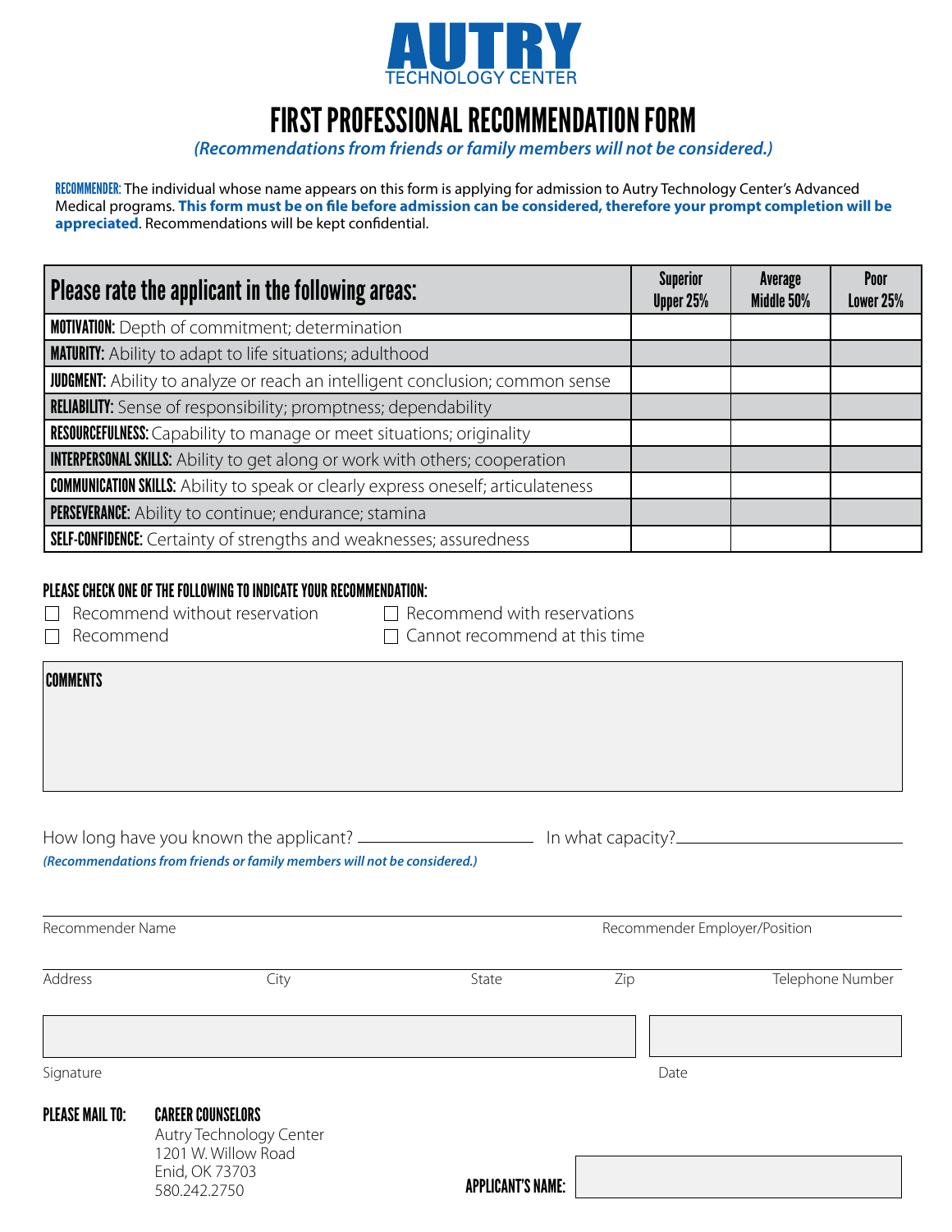AUTRY
TECHNOLOGY CENTER

# FIRST PROFESSIONAL RECOMMENDATION FORM

***(Recommendations from friends or family members will not be considered.)***

**RECOMMENDER:** The individual whose name appears on this form is applying for admission to Autry Technology Center's Advanced Medical programs. **This form must be on file before admission can be considered, therefore your prompt completion will be appreciated**. Recommendations will be kept confidential.

| Please rate the applicant in the following areas: | Superior Upper 25% | Average Middle 50% | Poor Lower 25% |
|---|---|---|---|
| **MOTIVATION:** Depth of commitment; determination | | | |
| **MATURITY:** Ability to adapt to life situations; adulthood | | | |
| **JUDGMENT:** Ability to analyze or reach an intelligent conclusion; common sense | | | |
| **RELIABILITY:** Sense of responsibility; promptness; dependability | | | |
| **RESOURCEFULNESS:** Capability to manage or meet situations; originality | | | |
| **INTERPERSONAL SKILLS:** Ability to get along or work with others; cooperation | | | |
| **COMMUNICATION SKILLS:** Ability to speak or clearly express oneself; articulateness | | | |
| **PERSEVERANCE:** Ability to continue; endurance; stamina | | | |
| **SELF-CONFIDENCE:** Certainty of strengths and weaknesses; assuredness | | | |

**PLEASE CHECK ONE OF THE FOLLOWING TO INDICATE YOUR RECOMMENDATION:**

- ☐ Recommend without reservation
- ☐ Recommend
- ☐ Recommend with reservations
- ☐ Cannot recommend at this time

**COMMENTS**

How long have you known the applicant? ____________________ In what capacity? ____________________

***(Recommendations from friends or family members will not be considered.)***

Recommender Name ____________________ Recommender Employer/Position ____________________

Address ____________ City ____________ State ____________ Zip ____________ Telephone Number ____________

Signature ____________________ Date ____________

**PLEASE MAIL TO:** **CAREER COUNSELORS**
Autry Technology Center
1201 W. Willow Road
Enid, OK 73703
580.242.2750

**APPLICANT'S NAME:** ____________________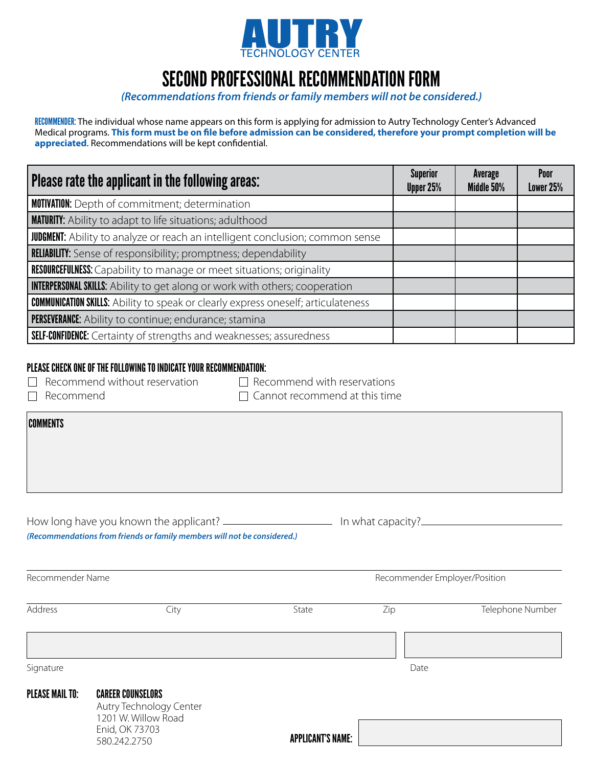# AUTRY
TECHNOLOGY CENTER

# SECOND PROFESSIONAL RECOMMENDATION FORM

***(Recommendations from friends or family members will not be considered.)***

**RECOMMENDER:** The individual whose name appears on this form is applying for admission to Autry Technology Center's Advanced Medical programs. **This form must be on file before admission can be considered, therefore your prompt completion will be appreciated**. Recommendations will be kept confidential.

| Please rate the applicant in the following areas: | Superior Upper 25% | Average Middle 50% | Poor Lower 25% |
|---|---|---|---|
| **MOTIVATION:** Depth of commitment; determination | | | |
| **MATURITY:** Ability to adapt to life situations; adulthood | | | |
| **JUDGMENT:** Ability to analyze or reach an intelligent conclusion; common sense | | | |
| **RELIABILITY:** Sense of responsibility; promptness; dependability | | | |
| **RESOURCEFULNESS:** Capability to manage or meet situations; originality | | | |
| **INTERPERSONAL SKILLS:** Ability to get along or work with others; cooperation | | | |
| **COMMUNICATION SKILLS:** Ability to speak or clearly express oneself; articulateness | | | |
| **PERSEVERANCE:** Ability to continue; endurance; stamina | | | |
| **SELF-CONFIDENCE:** Certainty of strengths and weaknesses; assuredness | | | |

**PLEASE CHECK ONE OF THE FOLLOWING TO INDICATE YOUR RECOMMENDATION:**

- ☐ Recommend without reservation
- ☐ Recommend
- ☐ Recommend with reservations
- ☐ Cannot recommend at this time

**COMMENTS**

How long have you known the applicant? ____________________ In what capacity? ____________________

***(Recommendations from friends or family members will not be considered.)***

Recommender Name ____________________ Recommender Employer/Position ____________________

Address ____________ City ____________ State ____________ Zip ____________ Telephone Number ____________

Signature ____________________ Date ____________

**PLEASE MAIL TO:**

**CAREER COUNSELORS**
Autry Technology Center
1201 W. Willow Road
Enid, OK 73703
580.242.2750

**APPLICANT'S NAME:** ____________________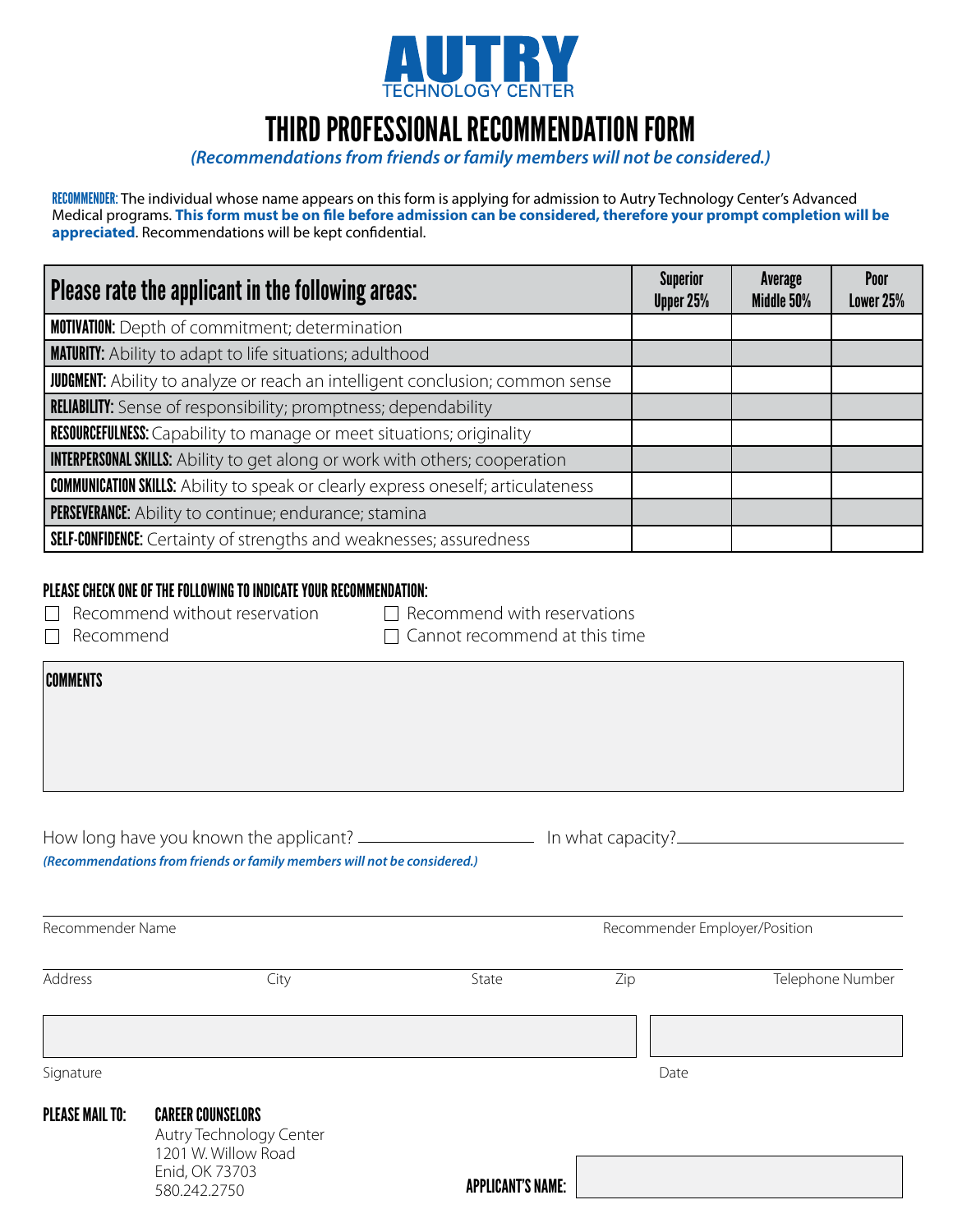# AUTRY
TECHNOLOGY CENTER

# THIRD PROFESSIONAL RECOMMENDATION FORM

***(Recommendations from friends or family members will not be considered.)***

**RECOMMENDER:** The individual whose name appears on this form is applying for admission to Autry Technology Center's Advanced Medical programs. **This form must be on file before admission can be considered, therefore your prompt completion will be appreciated**. Recommendations will be kept confidential.

| Please rate the applicant in the following areas: | Superior Upper 25% | Average Middle 50% | Poor Lower 25% |
|---|---|---|---|
| **MOTIVATION:** Depth of commitment; determination | | | |
| **MATURITY:** Ability to adapt to life situations; adulthood | | | |
| **JUDGMENT:** Ability to analyze or reach an intelligent conclusion; common sense | | | |
| **RELIABILITY:** Sense of responsibility; promptness; dependability | | | |
| **RESOURCEFULNESS:** Capability to manage or meet situations; originality | | | |
| **INTERPERSONAL SKILLS:** Ability to get along or work with others; cooperation | | | |
| **COMMUNICATION SKILLS:** Ability to speak or clearly express oneself; articulateness | | | |
| **PERSEVERANCE:** Ability to continue; endurance; stamina | | | |
| **SELF-CONFIDENCE:** Certainty of strengths and weaknesses; assuredness | | | |

**PLEASE CHECK ONE OF THE FOLLOWING TO INDICATE YOUR RECOMMENDATION:**

- ☐ Recommend without reservation
- ☐ Recommend
- ☐ Recommend with reservations
- ☐ Cannot recommend at this time

**COMMENTS**

How long have you known the applicant? ____________________ In what capacity? ____________________

***(Recommendations from friends or family members will not be considered.)***

Recommender Name ____________________ Recommender Employer/Position ____________________

Address ____________ City ____________ State ____________ Zip ____________ Telephone Number ____________

Signature ____________________ Date ____________

**PLEASE MAIL TO:** **CAREER COUNSELORS**
Autry Technology Center
1201 W. Willow Road
Enid, OK 73703
580.242.2750

**APPLICANT'S NAME:** ____________________